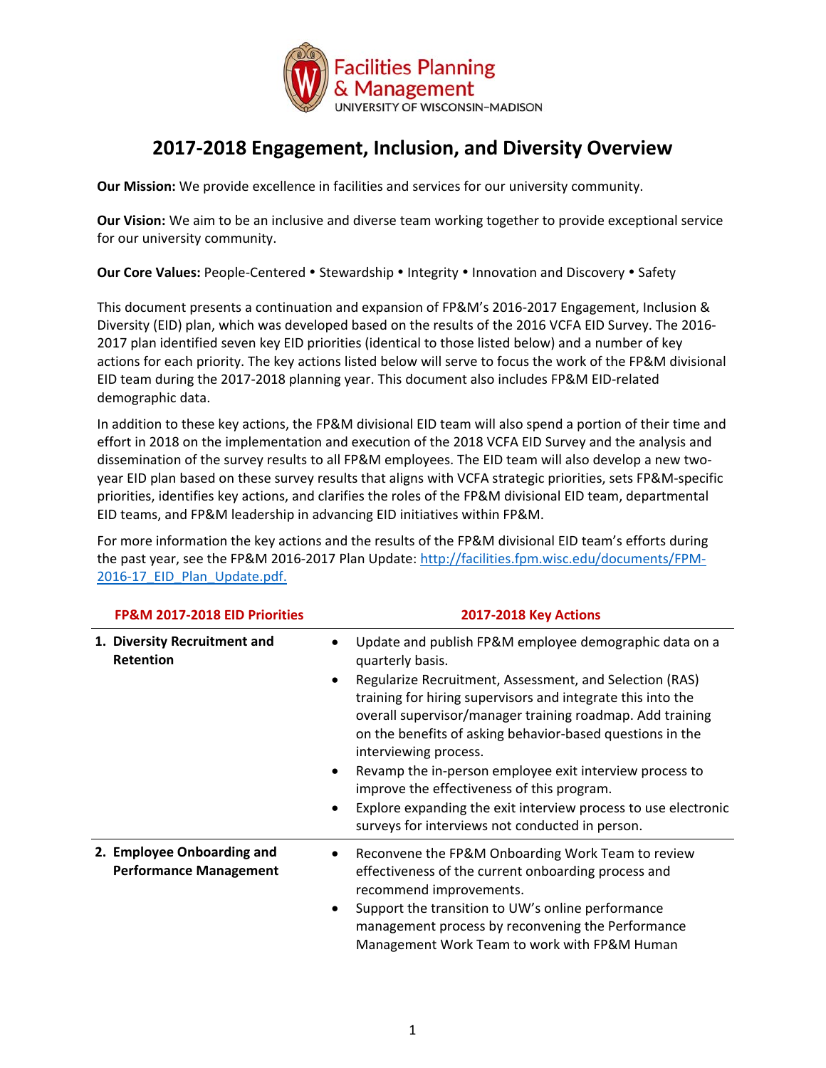Facilities Planning & Management
UNIVERSITY OF WISCONSIN–MADISON

# 2017-2018 Engagement, Inclusion, and Diversity Overview

**Our Mission:** We provide excellence in facilities and services for our university community.

**Our Vision:** We aim to be an inclusive and diverse team working together to provide exceptional service for our university community.

**Our Core Values:** People-Centered • Stewardship • Integrity • Innovation and Discovery • Safety

This document presents a continuation and expansion of FP&M's 2016-2017 Engagement, Inclusion & Diversity (EID) plan, which was developed based on the results of the 2016 VCFA EID Survey. The 2016-2017 plan identified seven key EID priorities (identical to those listed below) and a number of key actions for each priority. The key actions listed below will serve to focus the work of the FP&M divisional EID team during the 2017-2018 planning year. This document also includes FP&M EID-related demographic data.

In addition to these key actions, the FP&M divisional EID team will also spend a portion of their time and effort in 2018 on the implementation and execution of the 2018 VCFA EID Survey and the analysis and dissemination of the survey results to all FP&M employees. The EID team will also develop a new two-year EID plan based on these survey results that aligns with VCFA strategic priorities, sets FP&M-specific priorities, identifies key actions, and clarifies the roles of the FP&M divisional EID team, departmental EID teams, and FP&M leadership in advancing EID initiatives within FP&M.

For more information the key actions and the results of the FP&M divisional EID team's efforts during the past year, see the FP&M 2016-2017 Plan Update: [http://facilities.fpm.wisc.edu/documents/FPM-2016-17_EID_Plan_Update.pdf.](http://facilities.fpm.wisc.edu/documents/FPM-2016-17_EID_Plan_Update.pdf)

| FP&M 2017-2018 EID Priorities | 2017-2018 Key Actions |
|---|---|
| **1. Diversity Recruitment and Retention** | • Update and publish FP&M employee demographic data on a quarterly basis.<br>• Regularize Recruitment, Assessment, and Selection (RAS) training for hiring supervisors and integrate this into the overall supervisor/manager training roadmap. Add training on the benefits of asking behavior-based questions in the interviewing process.<br>• Revamp the in-person employee exit interview process to improve the effectiveness of this program.<br>• Explore expanding the exit interview process to use electronic surveys for interviews not conducted in person. |
| **2. Employee Onboarding and Performance Management** | • Reconvene the FP&M Onboarding Work Team to review effectiveness of the current onboarding process and recommend improvements.<br>• Support the transition to UW's online performance management process by reconvening the Performance Management Work Team to work with FP&M Human |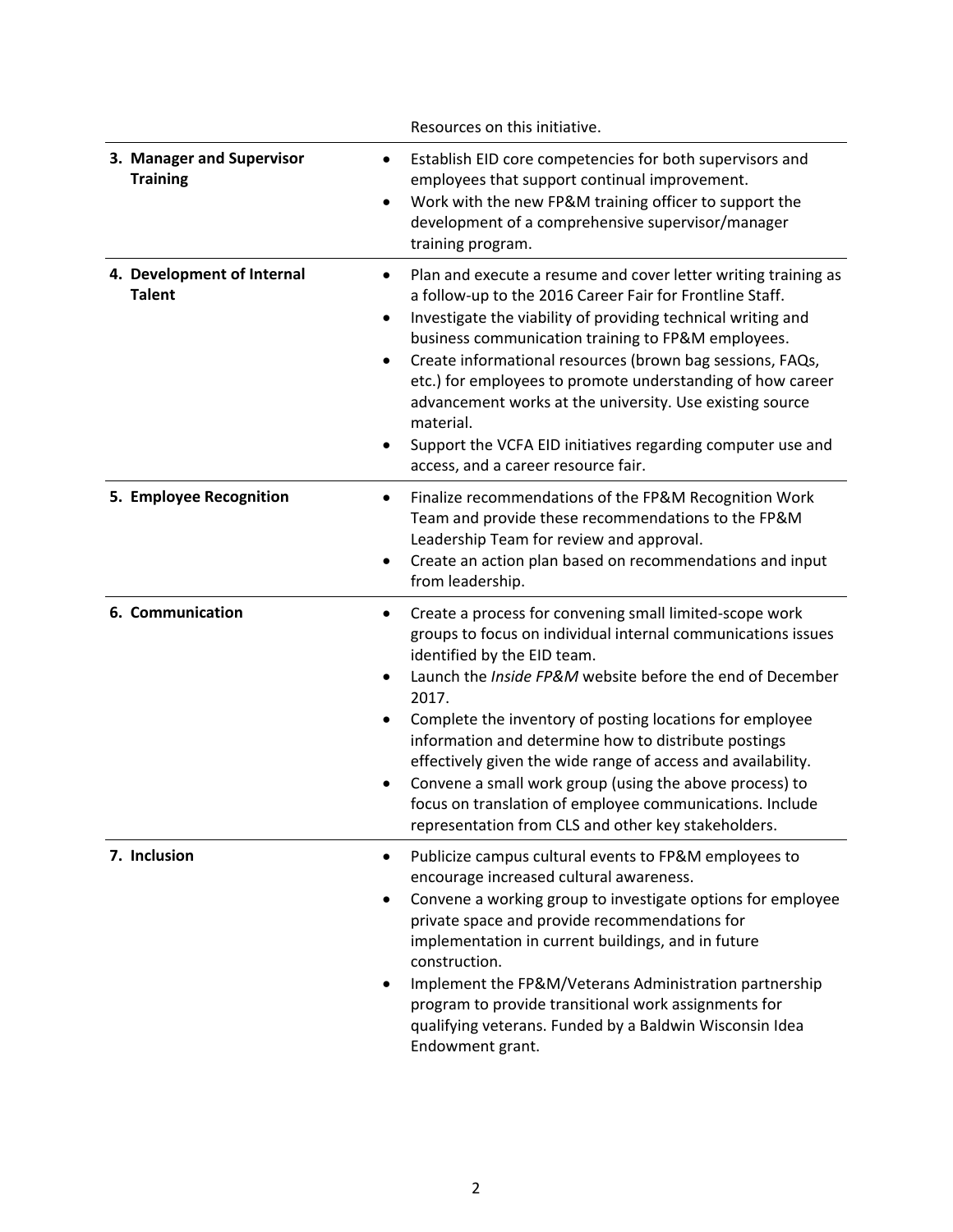| | |
|---|---|
| | Resources on this initiative. |
| **3. Manager and Supervisor Training** | • Establish EID core competencies for both supervisors and employees that support continual improvement.<br>• Work with the new FP&M training officer to support the development of a comprehensive supervisor/manager training program. |
| **4. Development of Internal Talent** | • Plan and execute a resume and cover letter writing training as a follow-up to the 2016 Career Fair for Frontline Staff.<br>• Investigate the viability of providing technical writing and business communication training to FP&M employees.<br>• Create informational resources (brown bag sessions, FAQs, etc.) for employees to promote understanding of how career advancement works at the university. Use existing source material.<br>• Support the VCFA EID initiatives regarding computer use and access, and a career resource fair. |
| **5. Employee Recognition** | • Finalize recommendations of the FP&M Recognition Work Team and provide these recommendations to the FP&M Leadership Team for review and approval.<br>• Create an action plan based on recommendations and input from leadership. |
| **6. Communication** | • Create a process for convening small limited-scope work groups to focus on individual internal communications issues identified by the EID team.<br>• Launch the *Inside FP&M* website before the end of December 2017.<br>• Complete the inventory of posting locations for employee information and determine how to distribute postings effectively given the wide range of access and availability.<br>• Convene a small work group (using the above process) to focus on translation of employee communications. Include representation from CLS and other key stakeholders. |
| **7. Inclusion** | • Publicize campus cultural events to FP&M employees to encourage increased cultural awareness.<br>• Convene a working group to investigate options for employee private space and provide recommendations for implementation in current buildings, and in future construction.<br>• Implement the FP&M/Veterans Administration partnership program to provide transitional work assignments for qualifying veterans. Funded by a Baldwin Wisconsin Idea Endowment grant. |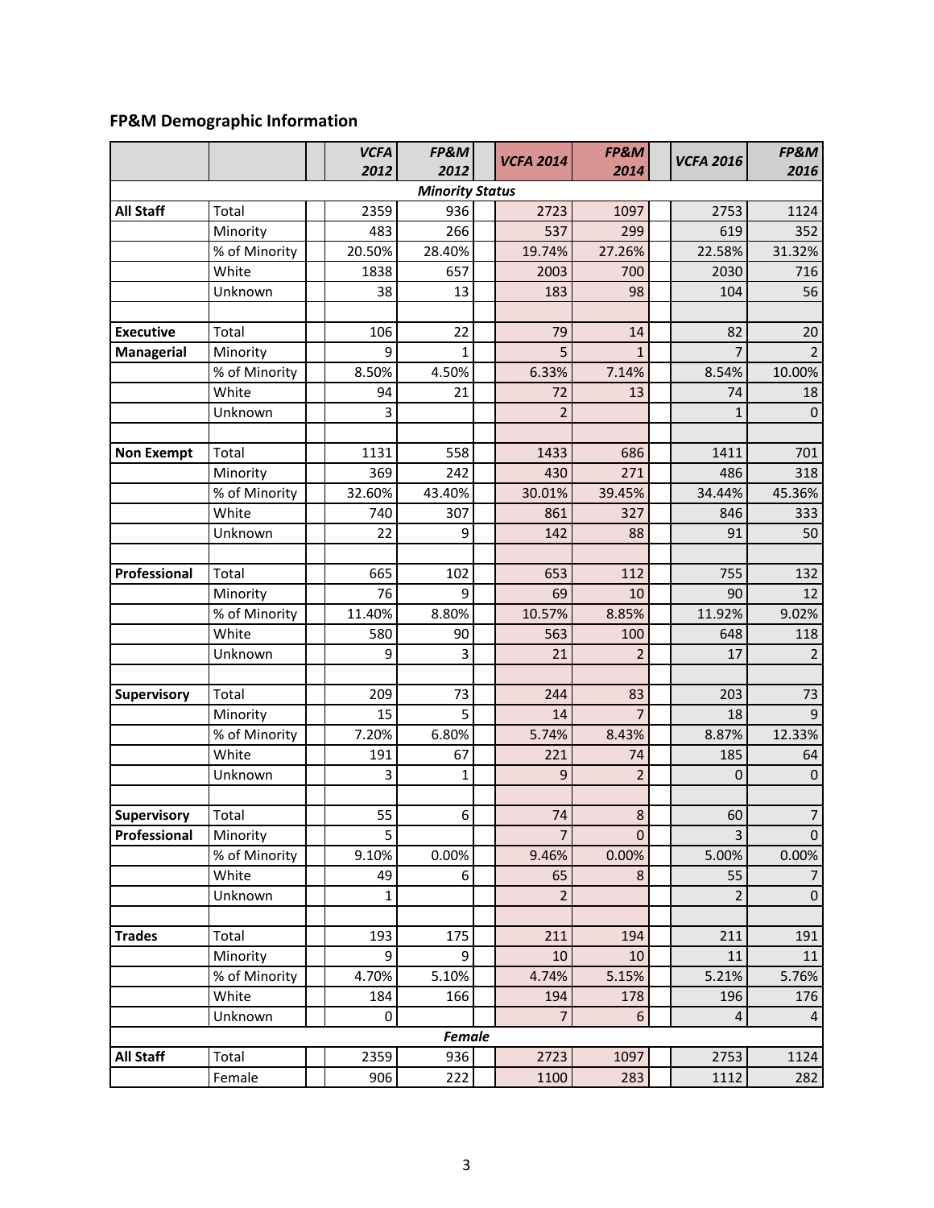## FP&M Demographic Information

| | | VCFA 2012 | FP&M 2012 | VCFA 2014 | FP&M 2014 | VCFA 2016 | FP&M 2016 |
|---|---|---|---|---|---|---|---|
| | | | ***Minority Status*** | | | | |
| **All Staff** | Total | 2359 | 936 | 2723 | 1097 | 2753 | 1124 |
| | Minority | 483 | 266 | 537 | 299 | 619 | 352 |
| | % of Minority | 20.50% | 28.40% | 19.74% | 27.26% | 22.58% | 31.32% |
| | White | 1838 | 657 | 2003 | 700 | 2030 | 716 |
| | Unknown | 38 | 13 | 183 | 98 | 104 | 56 |
| | | | | | | | |
| **Executive Managerial** | Total | 106 | 22 | 79 | 14 | 82 | 20 |
| | Minority | 9 | 1 | 5 | 1 | 7 | 2 |
| | % of Minority | 8.50% | 4.50% | 6.33% | 7.14% | 8.54% | 10.00% |
| | White | 94 | 21 | 72 | 13 | 74 | 18 |
| | Unknown | 3 | | 2 | | 1 | 0 |
| | | | | | | | |
| **Non Exempt** | Total | 1131 | 558 | 1433 | 686 | 1411 | 701 |
| | Minority | 369 | 242 | 430 | 271 | 486 | 318 |
| | % of Minority | 32.60% | 43.40% | 30.01% | 39.45% | 34.44% | 45.36% |
| | White | 740 | 307 | 861 | 327 | 846 | 333 |
| | Unknown | 22 | 9 | 142 | 88 | 91 | 50 |
| | | | | | | | |
| **Professional** | Total | 665 | 102 | 653 | 112 | 755 | 132 |
| | Minority | 76 | 9 | 69 | 10 | 90 | 12 |
| | % of Minority | 11.40% | 8.80% | 10.57% | 8.85% | 11.92% | 9.02% |
| | White | 580 | 90 | 563 | 100 | 648 | 118 |
| | Unknown | 9 | 3 | 21 | 2 | 17 | 2 |
| | | | | | | | |
| **Supervisory** | Total | 209 | 73 | 244 | 83 | 203 | 73 |
| | Minority | 15 | 5 | 14 | 7 | 18 | 9 |
| | % of Minority | 7.20% | 6.80% | 5.74% | 8.43% | 8.87% | 12.33% |
| | White | 191 | 67 | 221 | 74 | 185 | 64 |
| | Unknown | 3 | 1 | 9 | 2 | 0 | 0 |
| | | | | | | | |
| **Supervisory Professional** | Total | 55 | 6 | 74 | 8 | 60 | 7 |
| | Minority | 5 | | 7 | 0 | 3 | 0 |
| | % of Minority | 9.10% | 0.00% | 9.46% | 0.00% | 5.00% | 0.00% |
| | White | 49 | 6 | 65 | 8 | 55 | 7 |
| | Unknown | 1 | | 2 | | 2 | 0 |
| | | | | | | | |
| **Trades** | Total | 193 | 175 | 211 | 194 | 211 | 191 |
| | Minority | 9 | 9 | 10 | 10 | 11 | 11 |
| | % of Minority | 4.70% | 5.10% | 4.74% | 5.15% | 5.21% | 5.76% |
| | White | 184 | 166 | 194 | 178 | 196 | 176 |
| | Unknown | 0 | | 7 | 6 | 4 | 4 |
| | | | ***Female*** | | | | |
| **All Staff** | Total | 2359 | 936 | 2723 | 1097 | 2753 | 1124 |
| | Female | 906 | 222 | 1100 | 283 | 1112 | 282 |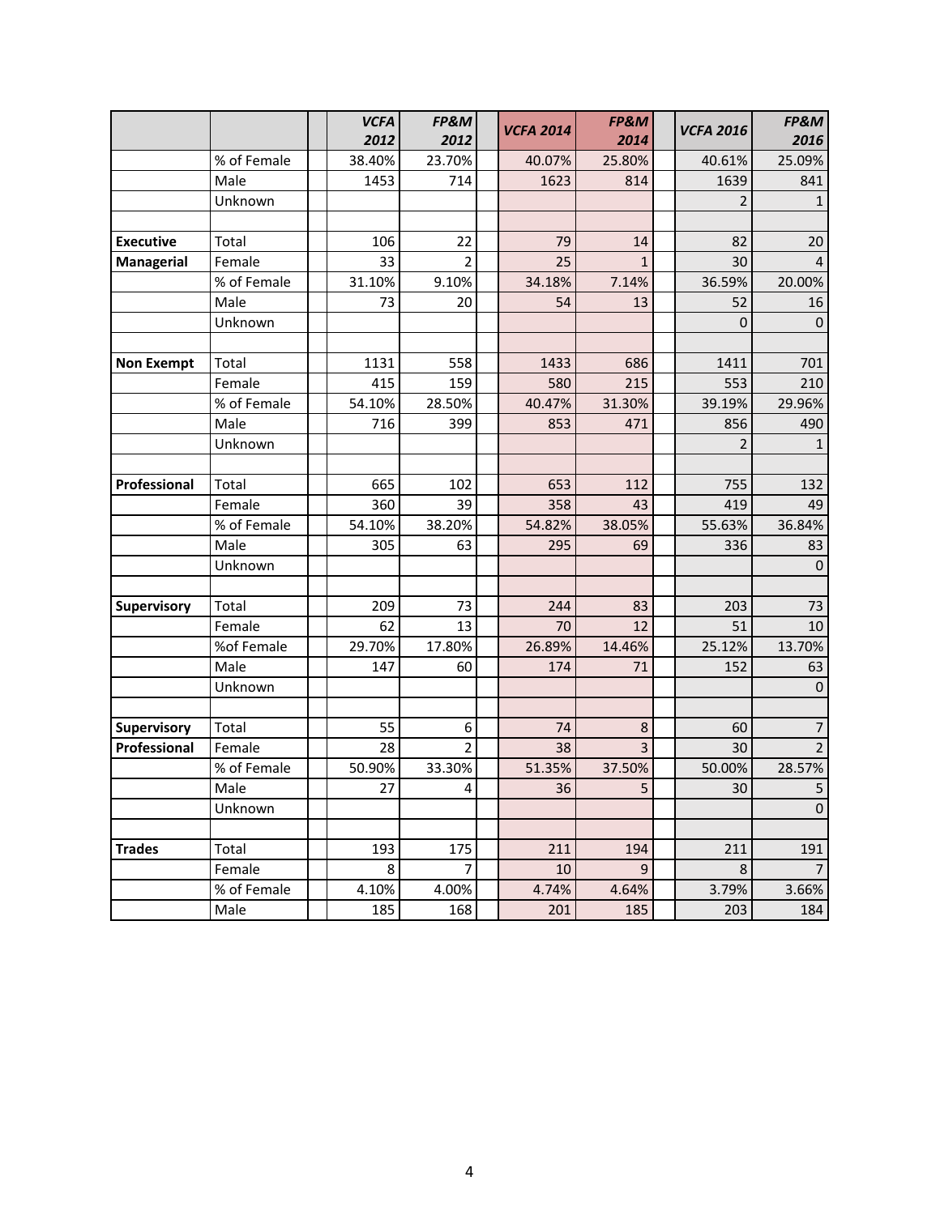| | | | VCFA 2012 | FP&M 2012 | | VCFA 2014 | FP&M 2014 | | VCFA 2016 | FP&M 2016 |
|---|---|---|---|---|---|---|---|---|---|---|
| | % of Female | | 38.40% | 23.70% | | 40.07% | 25.80% | | 40.61% | 25.09% |
| | Male | | 1453 | 714 | | 1623 | 814 | | 1639 | 841 |
| | Unknown | | | | | | | | 2 | 1 |
| | | | | | | | | | | |
| **Executive** | Total | | 106 | 22 | | 79 | 14 | | 82 | 20 |
| **Managerial** | Female | | 33 | 2 | | 25 | 1 | | 30 | 4 |
| | % of Female | | 31.10% | 9.10% | | 34.18% | 7.14% | | 36.59% | 20.00% |
| | Male | | 73 | 20 | | 54 | 13 | | 52 | 16 |
| | Unknown | | | | | | | | 0 | 0 |
| | | | | | | | | | | |
| **Non Exempt** | Total | | 1131 | 558 | | 1433 | 686 | | 1411 | 701 |
| | Female | | 415 | 159 | | 580 | 215 | | 553 | 210 |
| | % of Female | | 54.10% | 28.50% | | 40.47% | 31.30% | | 39.19% | 29.96% |
| | Male | | 716 | 399 | | 853 | 471 | | 856 | 490 |
| | Unknown | | | | | | | | 2 | 1 |
| | | | | | | | | | | |
| **Professional** | Total | | 665 | 102 | | 653 | 112 | | 755 | 132 |
| | Female | | 360 | 39 | | 358 | 43 | | 419 | 49 |
| | % of Female | | 54.10% | 38.20% | | 54.82% | 38.05% | | 55.63% | 36.84% |
| | Male | | 305 | 63 | | 295 | 69 | | 336 | 83 |
| | Unknown | | | | | | | | | 0 |
| | | | | | | | | | | |
| **Supervisory** | Total | | 209 | 73 | | 244 | 83 | | 203 | 73 |
| | Female | | 62 | 13 | | 70 | 12 | | 51 | 10 |
| | %of Female | | 29.70% | 17.80% | | 26.89% | 14.46% | | 25.12% | 13.70% |
| | Male | | 147 | 60 | | 174 | 71 | | 152 | 63 |
| | Unknown | | | | | | | | | 0 |
| | | | | | | | | | | |
| **Supervisory** | Total | | 55 | 6 | | 74 | 8 | | 60 | 7 |
| **Professional** | Female | | 28 | 2 | | 38 | 3 | | 30 | 2 |
| | % of Female | | 50.90% | 33.30% | | 51.35% | 37.50% | | 50.00% | 28.57% |
| | Male | | 27 | 4 | | 36 | 5 | | 30 | 5 |
| | Unknown | | | | | | | | | 0 |
| | | | | | | | | | | |
| **Trades** | Total | | 193 | 175 | | 211 | 194 | | 211 | 191 |
| | Female | | 8 | 7 | | 10 | 9 | | 8 | 7 |
| | % of Female | | 4.10% | 4.00% | | 4.74% | 4.64% | | 3.79% | 3.66% |
| | Male | | 185 | 168 | | 201 | 185 | | 203 | 184 |